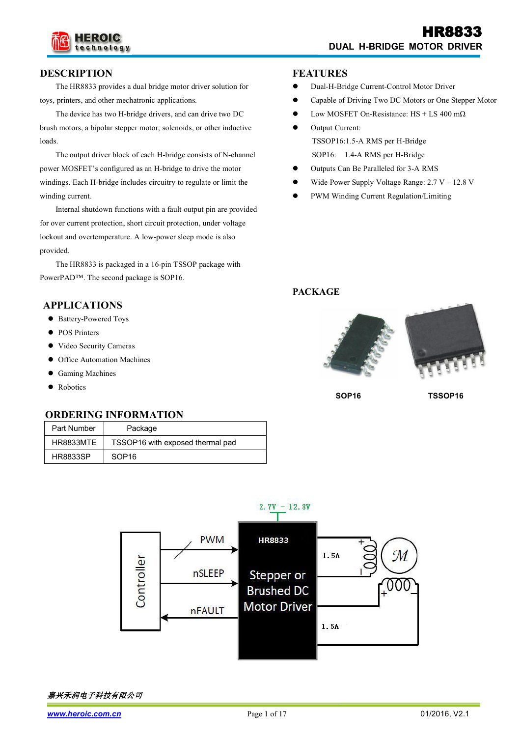# HR8833

## DUAL H-BRIDGE MOTOR DRIVER

## DESCRIPTION

The HR8833 provides a dual bridge motor driver solution for toys, printers, and other mechatronic applications.

The device has two H-bridge drivers, and can drive two DC brush motors, a bipolar stepper motor, solenoids, or other inductive loads.

The output driver block of each H-bridge consists of N-channel power MOSFET's configured as an H-bridge to drive the motor windings. Each H-bridge includes circuitry to regulate or limit the winding current.

Internal shutdown functions with a fault output pin are provided for over current protection, short circuit protection, under voltage lockout and overtemperature. A low-power sleep mode is also provided.

The HR8833 is packaged in a 16-pin TSSOP package with PowerPAD™. The second package is SOP16.

## APPLICATIONS

- Battery-Powered Toys
- POS Printers
- Video Security Cameras
- Office Automation Machines
- Gaming Machines
- Robotics

## ORDERING INFORMATION

| Part Number | Package |
|---|---|
| HR8833MTE | TSSOP16 with exposed thermal pad |
| HR8833SP | SOP16 |

## FEATURES

- Dual-H-Bridge Current-Control Motor Driver
- Capable of Driving Two DC Motors or One Stepper Motor
- Low MOSFET On-Resistance: HS + LS 400 mΩ
- Output Current:
  TSSOP16:1.5-A RMS per H-Bridge
  SOP16: 1.4-A RMS per H-Bridge
- Outputs Can Be Paralleled for 3-A RMS
- Wide Power Supply Voltage Range: 2.7 V – 12.8 V
- PWM Winding Current Regulation/Limiting

## PACKAGE

SOP16 TSSOP16

2.7V – 12.8V

Controller — PWM, nSLEEP, nFAULT — HR8833 Stepper or Brushed DC Motor Driver — 1.5A, 1.5A — M

嘉兴禾润电子科技有限公司

www.heroic.com.cn 01/2016, V2.1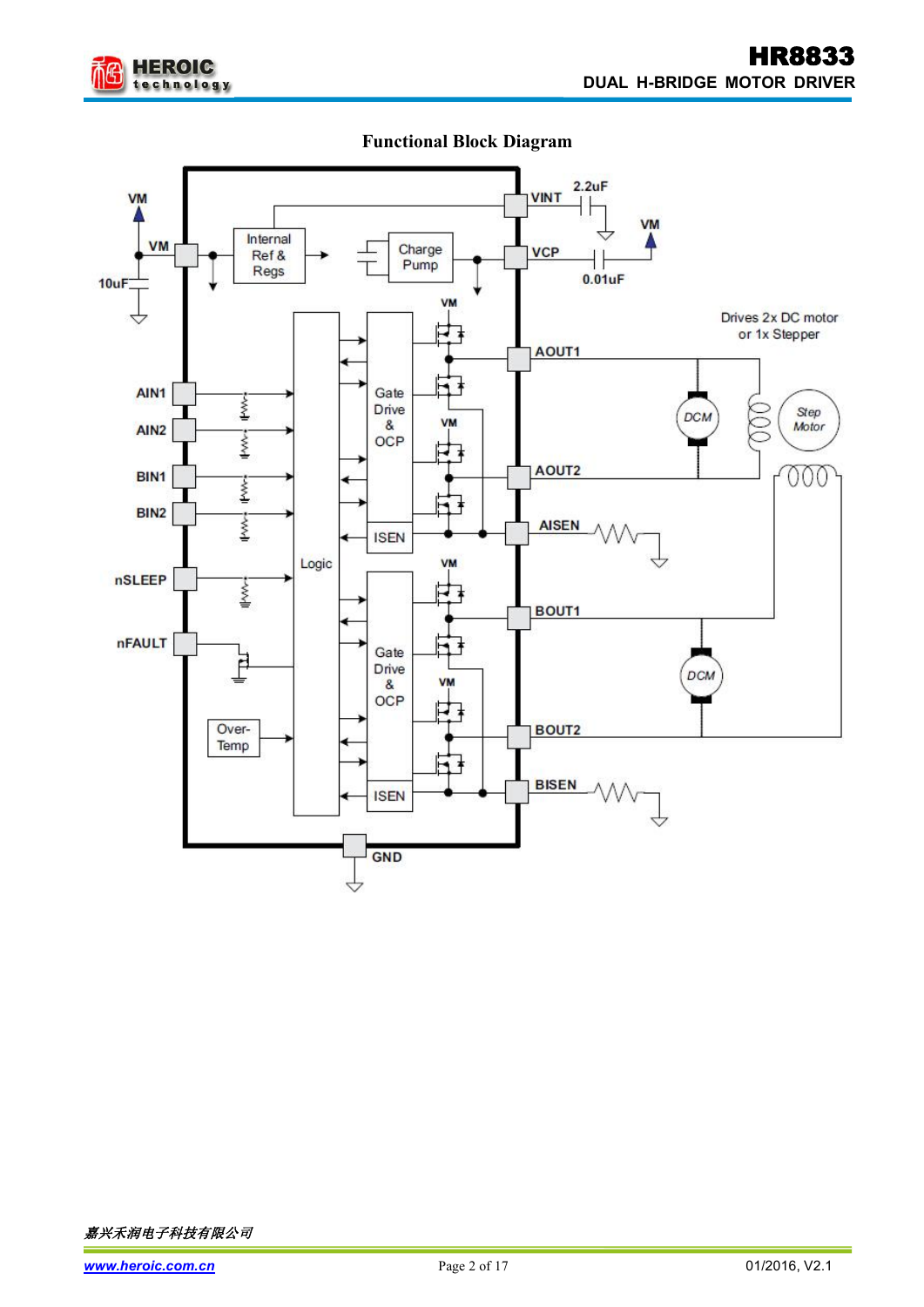## Functional Block Diagram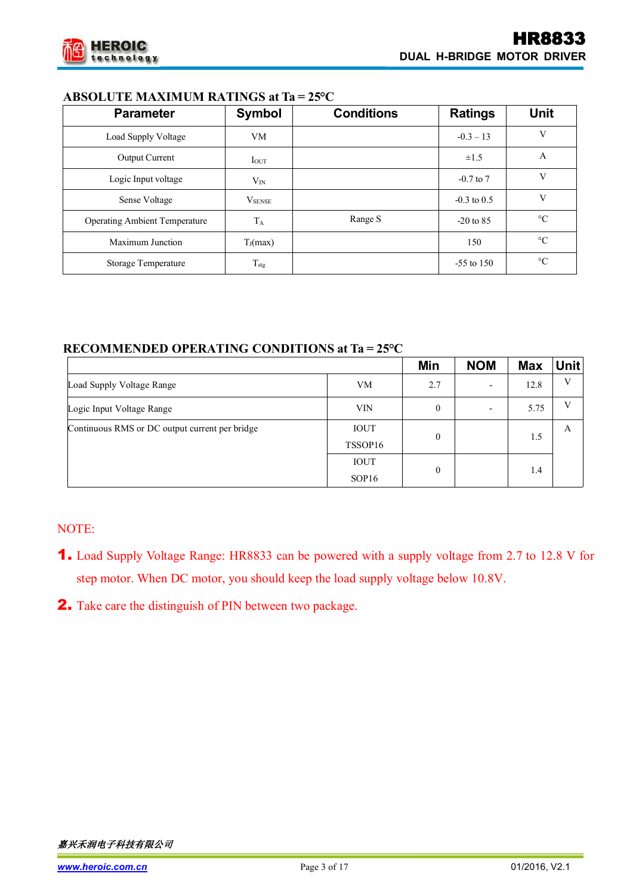## ABSOLUTE MAXIMUM RATINGS at Ta = 25°C

| Parameter | Symbol | Conditions | Ratings | Unit |
|---|---|---|---|---|
| Load Supply Voltage | VM | | -0.3 – 13 | V |
| Output Current | $I_{OUT}$ | | ±1.5 | A |
| Logic Input voltage | $V_{IN}$ | | -0.7 to 7 | V |
| Sense Voltage | $V_{SENSE}$ | | -0.3 to 0.5 | V |
| Operating Ambient Temperature | $T_A$ | Range S | -20 to 85 | °C |
| Maximum Junction | $T_J$(max) | | 150 | °C |
| Storage Temperature | $T_{stg}$ | | -55 to 150 | °C |

## RECOMMENDED OPERATING CONDITIONS at Ta = 25°C

| | | Min | NOM | Max | Unit |
|---|---|---|---|---|---|
| Load Supply Voltage Range | VM | 2.7 | - | 12.8 | V |
| Logic Input Voltage Range | VIN | 0 | - | 5.75 | V |
| Continuous RMS or DC output current per bridge | IOUT TSSOP16 | 0 | | 1.5 | A |
| | IOUT SOP16 | 0 | | 1.4 | |

NOTE:

1. Load Supply Voltage Range: HR8833 can be powered with a supply voltage from 2.7 to 12.8 V for step motor. When DC motor, you should keep the load supply voltage below 10.8V.
2. Take care the distinguish of PIN between two package.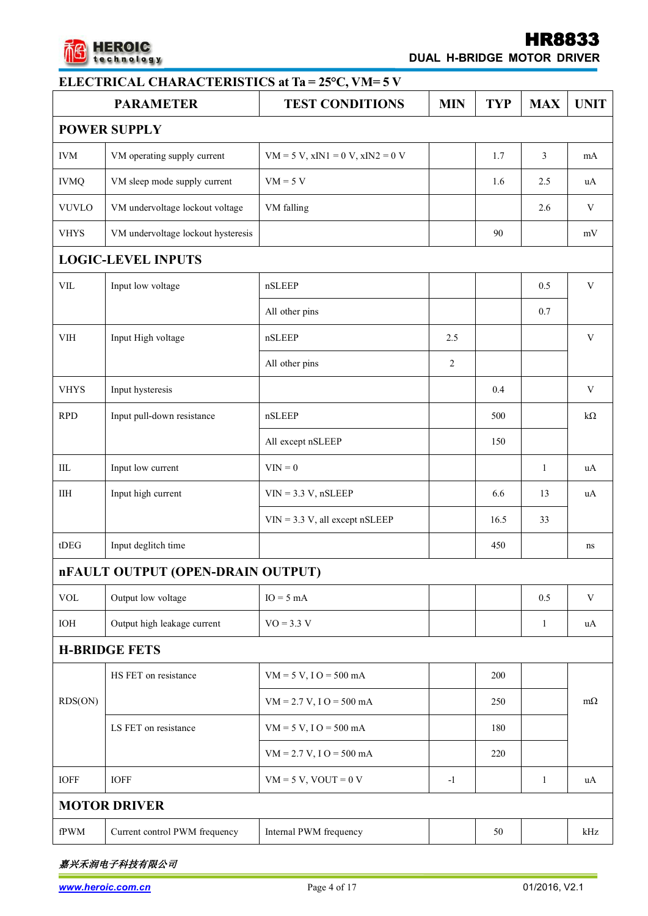## ELECTRICAL CHARACTERISTICS at Ta = 25°C, VM= 5 V

| PARAMETER | | TEST CONDITIONS | MIN | TYP | MAX | UNIT |
|---|---|---|---|---|---|---|
| **POWER SUPPLY** | | | | | | |
| IVM | VM operating supply current | VM = 5 V, xIN1 = 0 V, xIN2 = 0 V | | 1.7 | 3 | mA |
| IVMQ | VM sleep mode supply current | VM = 5 V | | 1.6 | 2.5 | uA |
| VUVLO | VM undervoltage lockout voltage | VM falling | | | 2.6 | V |
| VHYS | VM undervoltage lockout hysteresis | | | 90 | | mV |
| **LOGIC-LEVEL INPUTS** | | | | | | |
| VIL | Input low voltage | nSLEEP | | | 0.5 | V |
| | | All other pins | | | 0.7 | |
| VIH | Input High voltage | nSLEEP | 2.5 | | | V |
| | | All other pins | 2 | | | |
| VHYS | Input hysteresis | | | 0.4 | | V |
| RPD | Input pull-down resistance | nSLEEP | | 500 | | kΩ |
| | | All except nSLEEP | | 150 | | |
| IIL | Input low current | VIN = 0 | | | 1 | uA |
| IIH | Input high current | VIN = 3.3 V, nSLEEP | | 6.6 | 13 | uA |
| | | VIN = 3.3 V, all except nSLEEP | | 16.5 | 33 | |
| tDEG | Input deglitch time | | | 450 | | ns |
| **nFAULT OUTPUT (OPEN-DRAIN OUTPUT)** | | | | | | |
| VOL | Output low voltage | IO = 5 mA | | | 0.5 | V |
| IOH | Output high leakage current | VO = 3.3 V | | | 1 | uA |
| **H-BRIDGE FETS** | | | | | | |
| RDS(ON) | HS FET on resistance | VM = 5 V, I O = 500 mA | | 200 | | mΩ |
| | | VM = 2.7 V, I O = 500 mA | | 250 | | |
| | LS FET on resistance | VM = 5 V, I O = 500 mA | | 180 | | |
| | | VM = 2.7 V, I O = 500 mA | | 220 | | |
| IOFF | IOFF | VM = 5 V, VOUT = 0 V | -1 | | 1 | uA |
| **MOTOR DRIVER** | | | | | | |
| fPWM | Current control PWM frequency | Internal PWM frequency | | 50 | | kHz |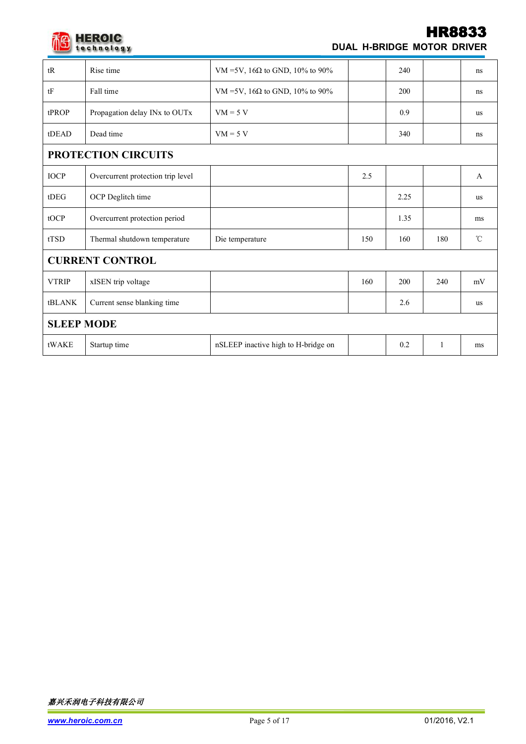| | | | | | | |
|---|---|---|---|---|---|---|
| tR | Rise time | VM =5V, 16Ω to GND, 10% to 90% | | 240 | | ns |
| tF | Fall time | VM =5V, 16Ω to GND, 10% to 90% | | 200 | | ns |
| tPROP | Propagation delay INx to OUTx | VM = 5 V | | 0.9 | | us |
| tDEAD | Dead time | VM = 5 V | | 340 | | ns |
| **PROTECTION CIRCUITS** | | | | | | |
| IOCP | Overcurrent protection trip level | | 2.5 | | | A |
| tDEG | OCP Deglitch time | | | 2.25 | | us |
| tOCP | Overcurrent protection period | | | 1.35 | | ms |
| tTSD | Thermal shutdown temperature | Die temperature | 150 | 160 | 180 | ℃ |
| **CURRENT CONTROL** | | | | | | |
| VTRIP | xISEN trip voltage | | 160 | 200 | 240 | mV |
| tBLANK | Current sense blanking time | | | 2.6 | | us |
| **SLEEP MODE** | | | | | | |
| tWAKE | Startup time | nSLEEP inactive high to H-bridge on | | 0.2 | 1 | ms |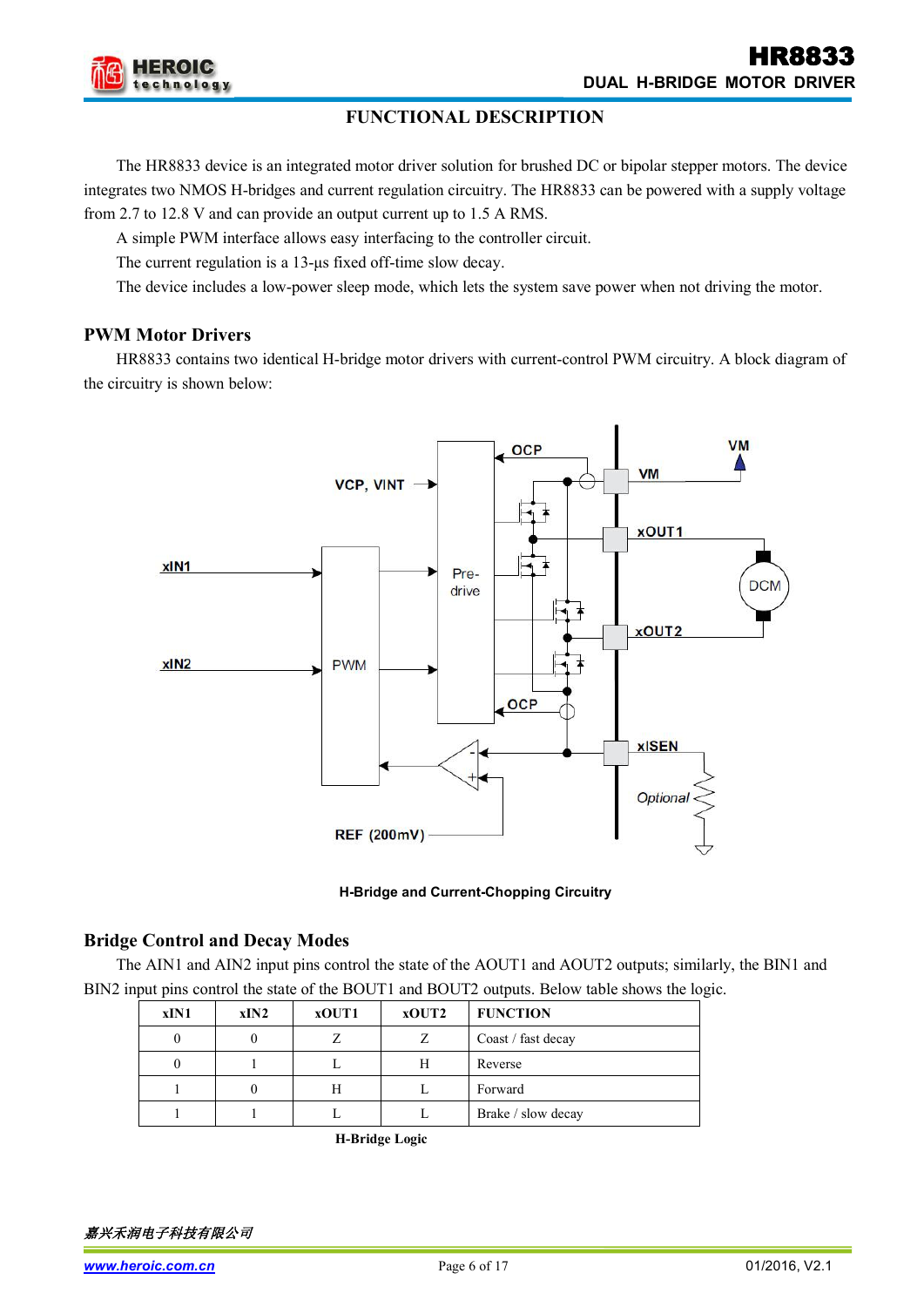# FUNCTIONAL DESCRIPTION

The HR8833 device is an integrated motor driver solution for brushed DC or bipolar stepper motors. The device integrates two NMOS H-bridges and current regulation circuitry. The HR8833 can be powered with a supply voltage from 2.7 to 12.8 V and can provide an output current up to 1.5 A RMS.

A simple PWM interface allows easy interfacing to the controller circuit.

The current regulation is a 13-µs fixed off-time slow decay.

The device includes a low-power sleep mode, which lets the system save power when not driving the motor.

## PWM Motor Drivers

HR8833 contains two identical H-bridge motor drivers with current-control PWM circuitry. A block diagram of the circuitry is shown below:

**H-Bridge and Current-Chopping Circuitry**

## Bridge Control and Decay Modes

The AIN1 and AIN2 input pins control the state of the AOUT1 and AOUT2 outputs; similarly, the BIN1 and BIN2 input pins control the state of the BOUT1 and BOUT2 outputs. Below table shows the logic.

| xIN1 | xIN2 | xOUT1 | xOUT2 | FUNCTION |
|---|---|---|---|---|
| 0 | 0 | Z | Z | Coast / fast decay |
| 0 | 1 | L | H | Reverse |
| 1 | 0 | H | L | Forward |
| 1 | 1 | L | L | Brake / slow decay |

**H-Bridge Logic**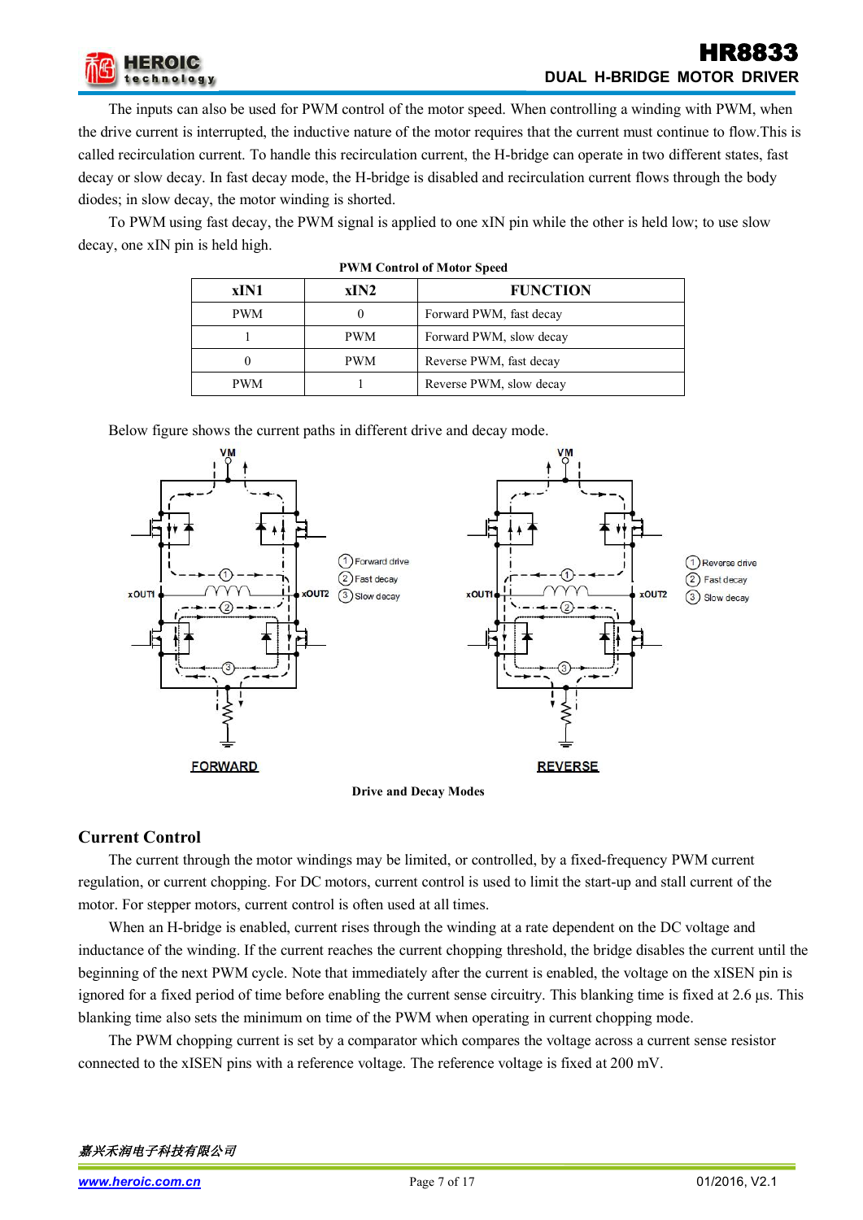The inputs can also be used for PWM control of the motor speed. When controlling a winding with PWM, when the drive current is interrupted, the inductive nature of the motor requires that the current must continue to flow.This is called recirculation current. To handle this recirculation current, the H-bridge can operate in two different states, fast decay or slow decay. In fast decay mode, the H-bridge is disabled and recirculation current flows through the body diodes; in slow decay, the motor winding is shorted.

To PWM using fast decay, the PWM signal is applied to one xIN pin while the other is held low; to use slow decay, one xIN pin is held high.

**PWM Control of Motor Speed**

| xIN1 | xIN2 | FUNCTION |
|---|---|---|
| PWM | 0 | Forward PWM, fast decay |
| 1 | PWM | Forward PWM, slow decay |
| 0 | PWM | Reverse PWM, fast decay |
| PWM | 1 | Reverse PWM, slow decay |

Below figure shows the current paths in different drive and decay mode.

**Drive and Decay Modes**

## Current Control

The current through the motor windings may be limited, or controlled, by a fixed-frequency PWM current regulation, or current chopping. For DC motors, current control is used to limit the start-up and stall current of the motor. For stepper motors, current control is often used at all times.

When an H-bridge is enabled, current rises through the winding at a rate dependent on the DC voltage and inductance of the winding. If the current reaches the current chopping threshold, the bridge disables the current until the beginning of the next PWM cycle. Note that immediately after the current is enabled, the voltage on the xISEN pin is ignored for a fixed period of time before enabling the current sense circuitry. This blanking time is fixed at 2.6 µs. This blanking time also sets the minimum on time of the PWM when operating in current chopping mode.

The PWM chopping current is set by a comparator which compares the voltage across a current sense resistor connected to the xISEN pins with a reference voltage. The reference voltage is fixed at 200 mV.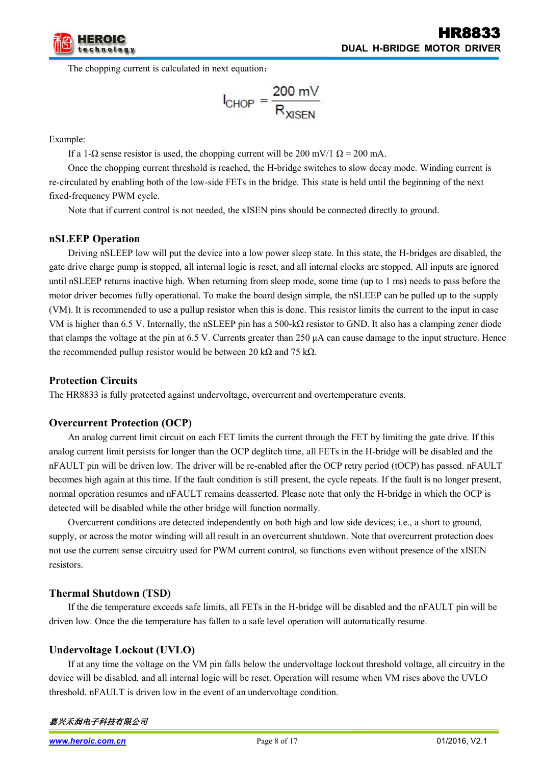The chopping current is calculated in next equation：

$$I_{CHOP} = \frac{200\ mV}{R_{XISEN}}$$

Example:

If a 1-Ω sense resistor is used, the chopping current will be 200 mV/1 Ω = 200 mA.

Once the chopping current threshold is reached, the H-bridge switches to slow decay mode. Winding current is re-circulated by enabling both of the low-side FETs in the bridge. This state is held until the beginning of the next fixed-frequency PWM cycle.

Note that if current control is not needed, the xISEN pins should be connected directly to ground.

## nSLEEP Operation

Driving nSLEEP low will put the device into a low power sleep state. In this state, the H-bridges are disabled, the gate drive charge pump is stopped, all internal logic is reset, and all internal clocks are stopped. All inputs are ignored until nSLEEP returns inactive high. When returning from sleep mode, some time (up to 1 ms) needs to pass before the motor driver becomes fully operational. To make the board design simple, the nSLEEP can be pulled up to the supply (VM). It is recommended to use a pullup resistor when this is done. This resistor limits the current to the input in case VM is higher than 6.5 V. Internally, the nSLEEP pin has a 500-kΩ resistor to GND. It also has a clamping zener diode that clamps the voltage at the pin at 6.5 V. Currents greater than 250 µA can cause damage to the input structure. Hence the recommended pullup resistor would be between 20 kΩ and 75 kΩ.

## Protection Circuits

The HR8833 is fully protected against undervoltage, overcurrent and overtemperature events.

## Overcurrent Protection (OCP)

An analog current limit circuit on each FET limits the current through the FET by limiting the gate drive. If this analog current limit persists for longer than the OCP deglitch time, all FETs in the H-bridge will be disabled and the nFAULT pin will be driven low. The driver will be re-enabled after the OCP retry period (tOCP) has passed. nFAULT becomes high again at this time. If the fault condition is still present, the cycle repeats. If the fault is no longer present, normal operation resumes and nFAULT remains deasserted. Please note that only the H-bridge in which the OCP is detected will be disabled while the other bridge will function normally.

Overcurrent conditions are detected independently on both high and low side devices; i.e., a short to ground, supply, or across the motor winding will all result in an overcurrent shutdown. Note that overcurrent protection does not use the current sense circuitry used for PWM current control, so functions even without presence of the xISEN resistors.

## Thermal Shutdown (TSD)

If the die temperature exceeds safe limits, all FETs in the H-bridge will be disabled and the nFAULT pin will be driven low. Once the die temperature has fallen to a safe level operation will automatically resume.

## Undervoltage Lockout (UVLO)

If at any time the voltage on the VM pin falls below the undervoltage lockout threshold voltage, all circuitry in the device will be disabled, and all internal logic will be reset. Operation will resume when VM rises above the UVLO threshold. nFAULT is driven low in the event of an undervoltage condition.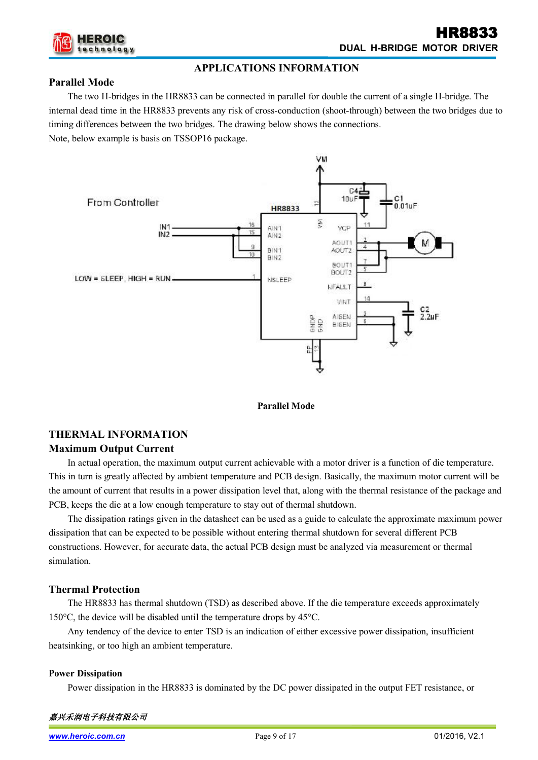## APPLICATIONS INFORMATION

### Parallel Mode

The two H-bridges in the HR8833 can be connected in parallel for double the current of a single H-bridge. The internal dead time in the HR8833 prevents any risk of cross-conduction (shoot-through) between the two bridges due to timing differences between the two bridges. The drawing below shows the connections.

Note, below example is basis on TSSOP16 package.

**Parallel Mode**

## THERMAL INFORMATION

### Maximum Output Current

In actual operation, the maximum output current achievable with a motor driver is a function of die temperature. This in turn is greatly affected by ambient temperature and PCB design. Basically, the maximum motor current will be the amount of current that results in a power dissipation level that, along with the thermal resistance of the package and PCB, keeps the die at a low enough temperature to stay out of thermal shutdown.

The dissipation ratings given in the datasheet can be used as a guide to calculate the approximate maximum power dissipation that can be expected to be possible without entering thermal shutdown for several different PCB constructions. However, for accurate data, the actual PCB design must be analyzed via measurement or thermal simulation.

### Thermal Protection

The HR8833 has thermal shutdown (TSD) as described above. If the die temperature exceeds approximately 150°C, the device will be disabled until the temperature drops by 45°C.

Any tendency of the device to enter TSD is an indication of either excessive power dissipation, insufficient heatsinking, or too high an ambient temperature.

#### Power Dissipation

Power dissipation in the HR8833 is dominated by the DC power dissipated in the output FET resistance, or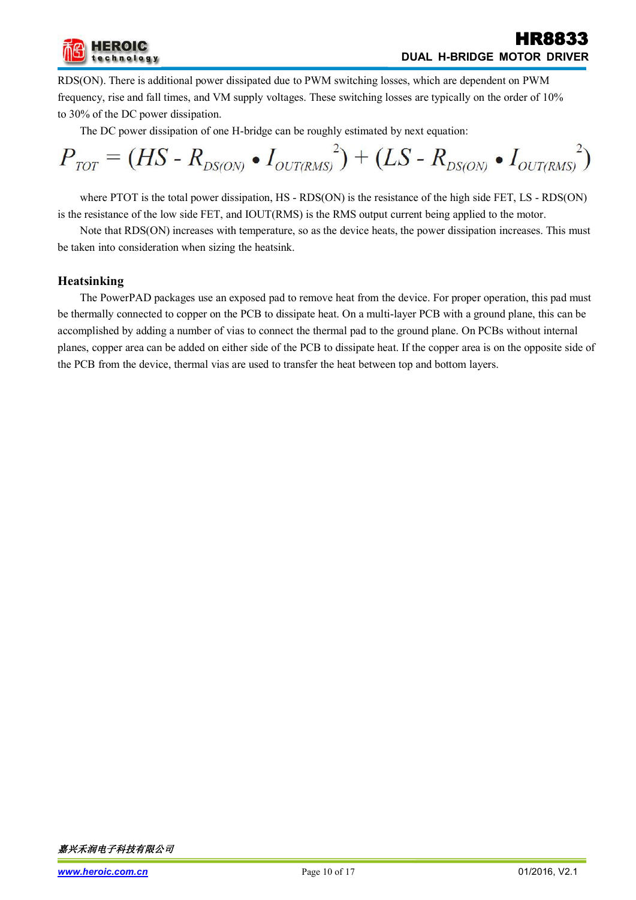RDS(ON). There is additional power dissipated due to PWM switching losses, which are dependent on PWM frequency, rise and fall times, and VM supply voltages. These switching losses are typically on the order of 10% to 30% of the DC power dissipation.

The DC power dissipation of one H-bridge can be roughly estimated by next equation:

$$P_{TOT} = (HS - R_{DS(ON)} \bullet I_{OUT(RMS)}{}^{2}) + (LS - R_{DS(ON)} \bullet I_{OUT(RMS)}{}^{2})$$

where PTOT is the total power dissipation, HS - RDS(ON) is the resistance of the high side FET, LS - RDS(ON) is the resistance of the low side FET, and IOUT(RMS) is the RMS output current being applied to the motor.

Note that RDS(ON) increases with temperature, so as the device heats, the power dissipation increases. This must be taken into consideration when sizing the heatsink.

### Heatsinking

The PowerPAD packages use an exposed pad to remove heat from the device. For proper operation, this pad must be thermally connected to copper on the PCB to dissipate heat. On a multi-layer PCB with a ground plane, this can be accomplished by adding a number of vias to connect the thermal pad to the ground plane. On PCBs without internal planes, copper area can be added on either side of the PCB to dissipate heat. If the copper area is on the opposite side of the PCB from the device, thermal vias are used to transfer the heat between top and bottom layers.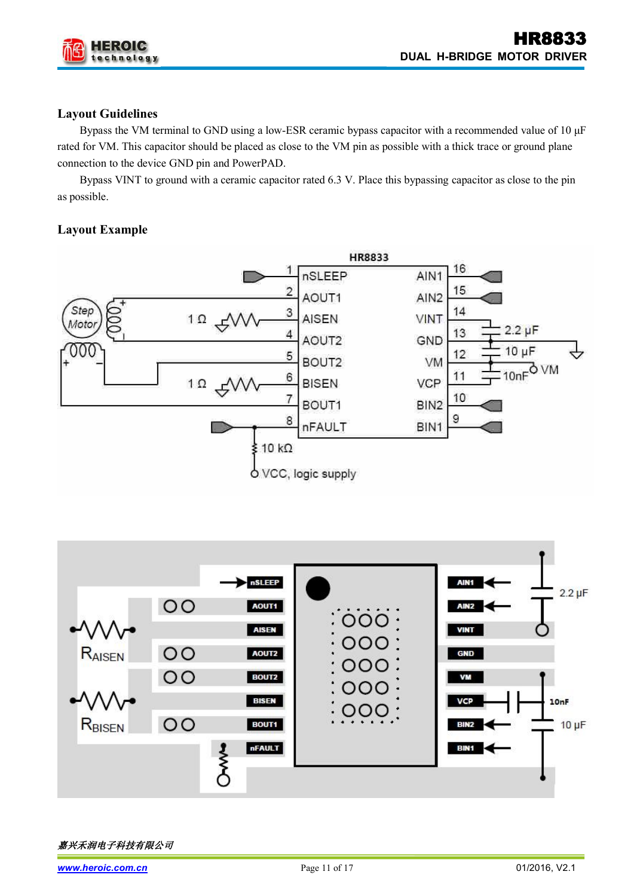## Layout Guidelines

Bypass the VM terminal to GND using a low-ESR ceramic bypass capacitor with a recommended value of 10 μF rated for VM. This capacitor should be placed as close to the VM pin as possible with a thick trace or ground plane connection to the device GND pin and PowerPAD.

Bypass VINT to ground with a ceramic capacitor rated 6.3 V. Place this bypassing capacitor as close to the pin as possible.

## Layout Example

嘉兴禾润电子科技有限公司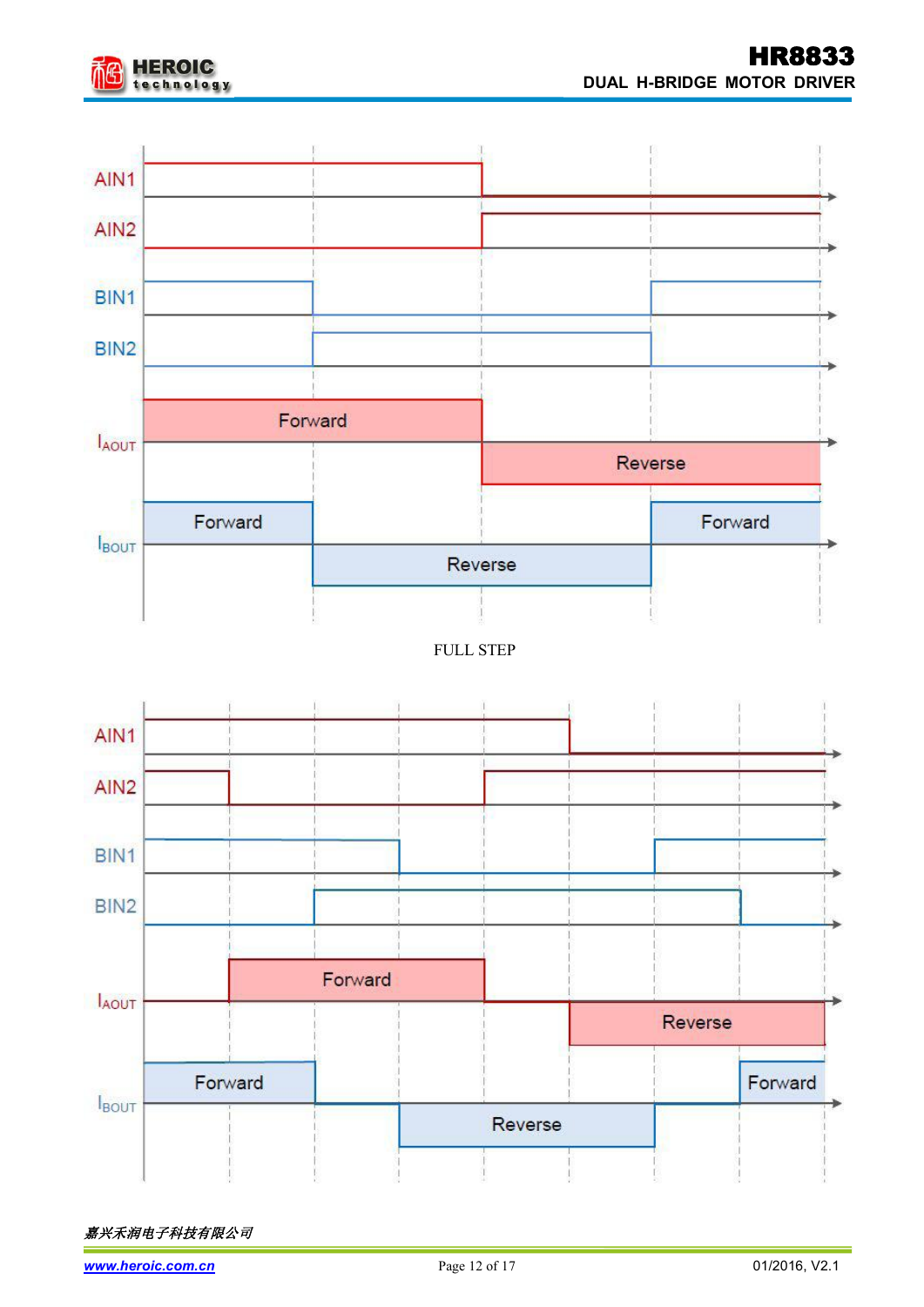AIN1

AIN2

BIN1

BIN2

$I_{AOUT}$ Forward Reverse

$I_{BOUT}$ Forward Reverse Forward

FULL STEP

AIN1

AIN2

BIN1

BIN2

$I_{AOUT}$ Forward Reverse

$I_{BOUT}$ Forward Reverse Forward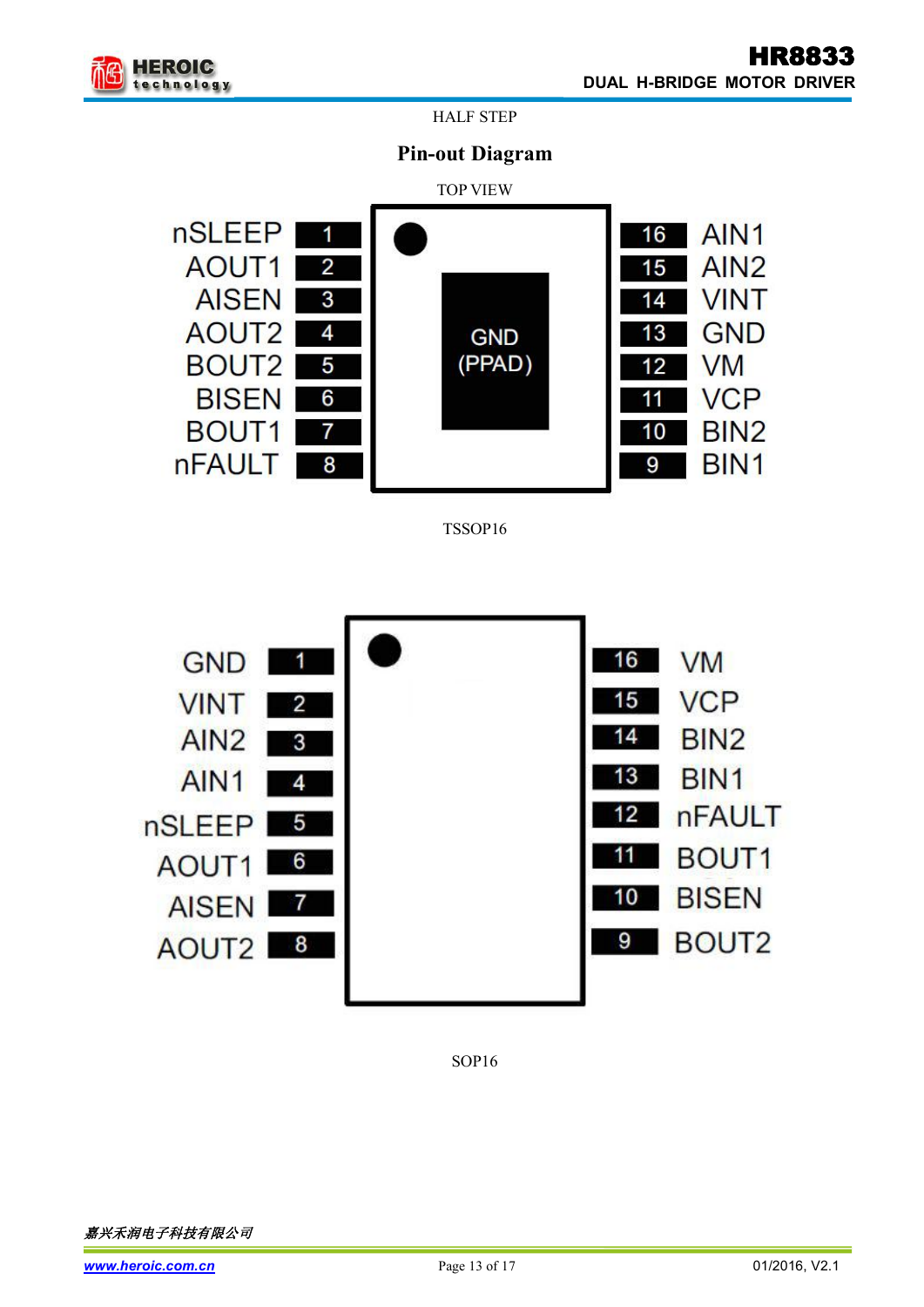HALF STEP

## Pin-out Diagram

TOP VIEW

| Pin | Name | | Pin | Name |
|---|---|---|---|---|
| 1 | nSLEEP | | 16 | AIN1 |
| 2 | AOUT1 | | 15 | AIN2 |
| 3 | AISEN | | 14 | VINT |
| 4 | AOUT2 | | 13 | GND |
| 5 | BOUT2 | | 12 | VM |
| 6 | BISEN | | 11 | VCP |
| 7 | BOUT1 | | 10 | BIN2 |
| 8 | nFAULT | | 9 | BIN1 |

GND (PPAD)

TSSOP16

| Pin | Name | | Pin | Name |
|---|---|---|---|---|
| 1 | GND | | 16 | VM |
| 2 | VINT | | 15 | VCP |
| 3 | AIN2 | | 14 | BIN2 |
| 4 | AIN1 | | 13 | BIN1 |
| 5 | nSLEEP | | 12 | nFAULT |
| 6 | AOUT1 | | 11 | BOUT1 |
| 7 | AISEN | | 10 | BISEN |
| 8 | AOUT2 | | 9 | BOUT2 |

SOP16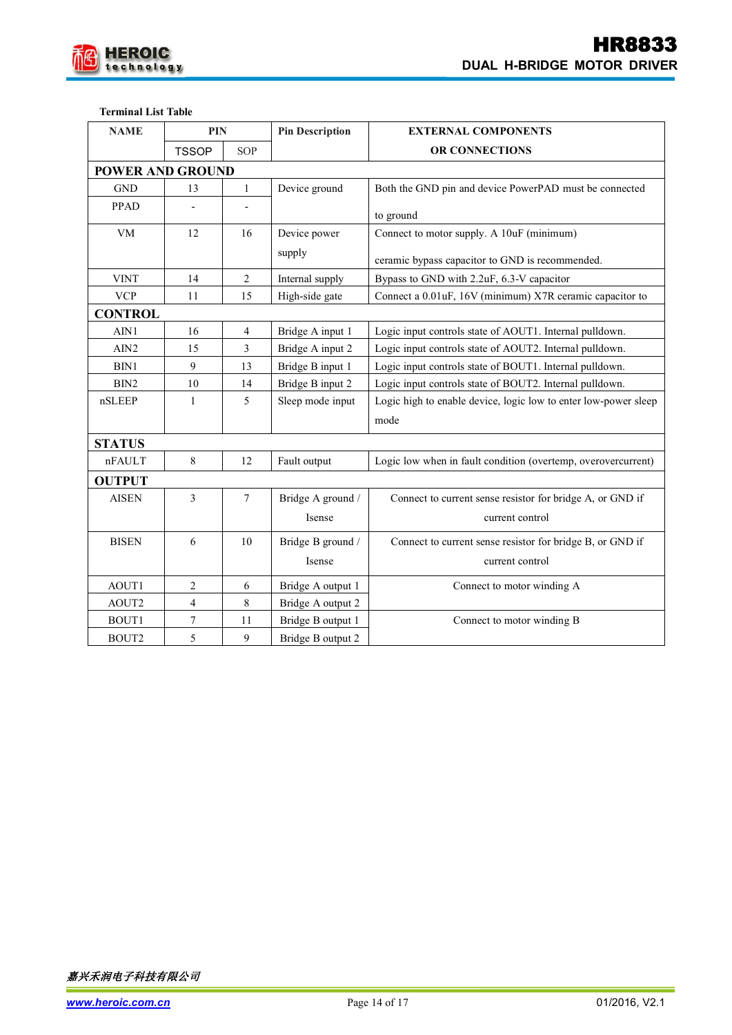**Terminal List Table**

| NAME | PIN | | Pin Description | EXTERNAL COMPONENTS OR CONNECTIONS |
|---|---|---|---|---|
| | TSSOP | SOP | | |
| **POWER AND GROUND** | | | | |
| GND | 13 | 1 | Device ground | Both the GND pin and device PowerPAD must be connected to ground |
| PPAD | - | - | | |
| VM | 12 | 16 | Device power supply | Connect to motor supply. A 10uF (minimum) ceramic bypass capacitor to GND is recommended. |
| VINT | 14 | 2 | Internal supply | Bypass to GND with 2.2uF, 6.3-V capacitor |
| VCP | 11 | 15 | High-side gate | Connect a 0.01uF, 16V (minimum) X7R ceramic capacitor to |
| **CONTROL** | | | | |
| AIN1 | 16 | 4 | Bridge A input 1 | Logic input controls state of AOUT1. Internal pulldown. |
| AIN2 | 15 | 3 | Bridge A input 2 | Logic input controls state of AOUT2. Internal pulldown. |
| BIN1 | 9 | 13 | Bridge B input 1 | Logic input controls state of BOUT1. Internal pulldown. |
| BIN2 | 10 | 14 | Bridge B input 2 | Logic input controls state of BOUT2. Internal pulldown. |
| nSLEEP | 1 | 5 | Sleep mode input | Logic high to enable device, logic low to enter low-power sleep mode |
| **STATUS** | | | | |
| nFAULT | 8 | 12 | Fault output | Logic low when in fault condition (overtemp, overovercurrent) |
| **OUTPUT** | | | | |
| AISEN | 3 | 7 | Bridge A ground / Isense | Connect to current sense resistor for bridge A, or GND if current control |
| BISEN | 6 | 10 | Bridge B ground / Isense | Connect to current sense resistor for bridge B, or GND if current control |
| AOUT1 | 2 | 6 | Bridge A output 1 | Connect to motor winding A |
| AOUT2 | 4 | 8 | Bridge A output 2 | |
| BOUT1 | 7 | 11 | Bridge B output 1 | Connect to motor winding B |
| BOUT2 | 5 | 9 | Bridge B output 2 | |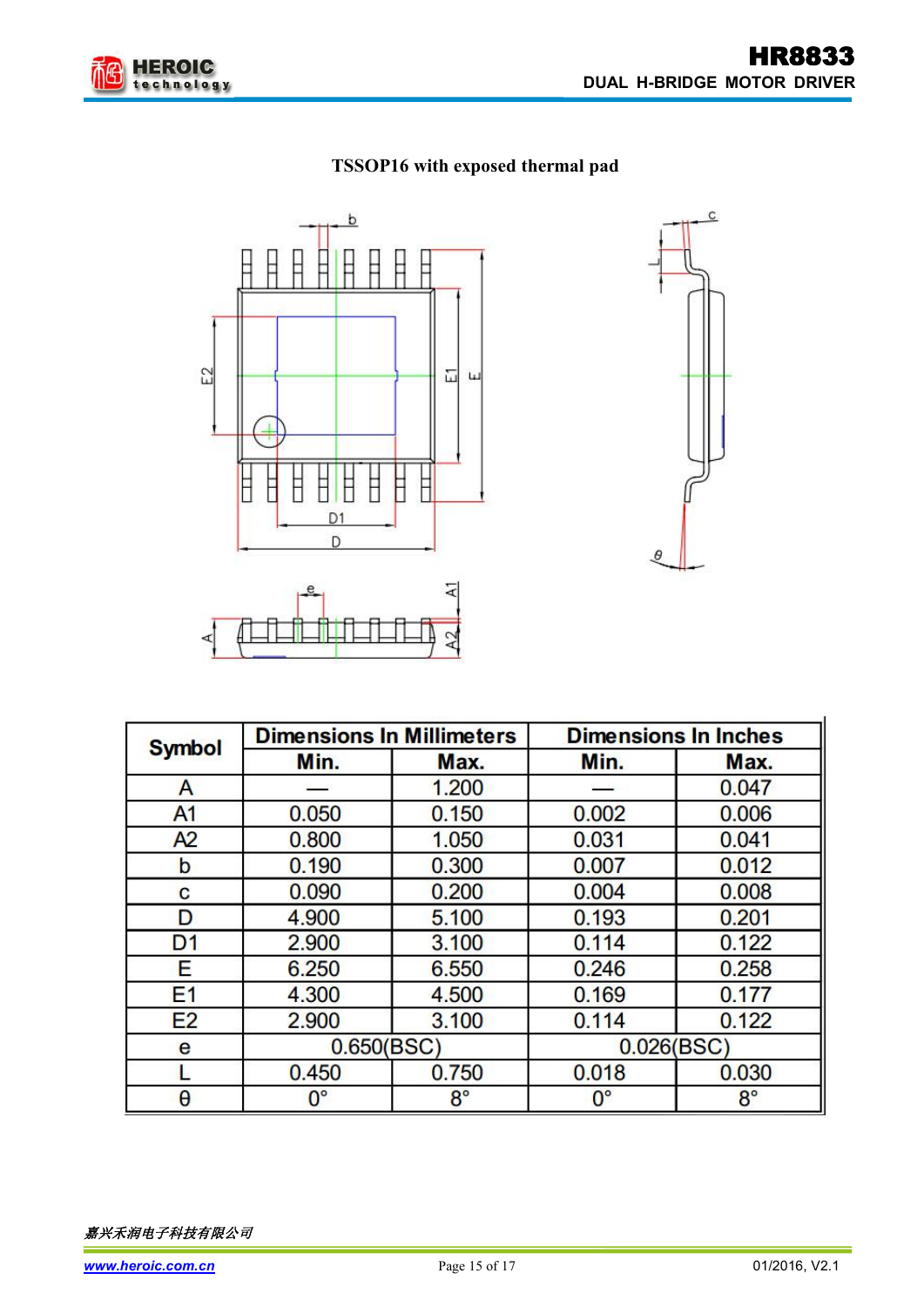**TSSOP16 with exposed thermal pad**

| Symbol | Dimensions In Millimeters | | Dimensions In Inches | |
|---|---|---|---|---|
| | Min. | Max. | Min. | Max. |
| A | — | 1.200 | — | 0.047 |
| A1 | 0.050 | 0.150 | 0.002 | 0.006 |
| A2 | 0.800 | 1.050 | 0.031 | 0.041 |
| b | 0.190 | 0.300 | 0.007 | 0.012 |
| c | 0.090 | 0.200 | 0.004 | 0.008 |
| D | 4.900 | 5.100 | 0.193 | 0.201 |
| D1 | 2.900 | 3.100 | 0.114 | 0.122 |
| E | 6.250 | 6.550 | 0.246 | 0.258 |
| E1 | 4.300 | 4.500 | 0.169 | 0.177 |
| E2 | 2.900 | 3.100 | 0.114 | 0.122 |
| e | 0.650(BSC) | | 0.026(BSC) | |
| L | 0.450 | 0.750 | 0.018 | 0.030 |
| θ | 0° | 8° | 0° | 8° |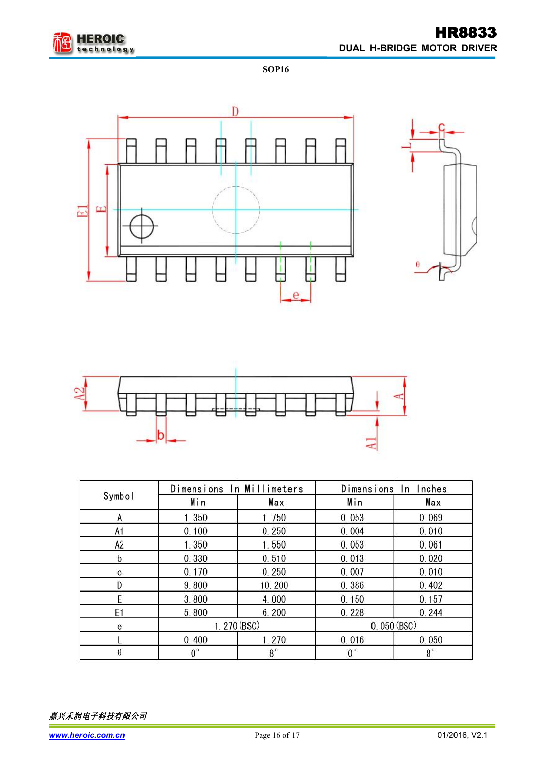**SOP16**

| Symbol | Dimensions In Millimeters | | Dimensions In Inches | |
|---|---|---|---|---|
| | Min | Max | Min | Max |
| A | 1.350 | 1.750 | 0.053 | 0.069 |
| A1 | 0.100 | 0.250 | 0.004 | 0.010 |
| A2 | 1.350 | 1.550 | 0.053 | 0.061 |
| b | 0.330 | 0.510 | 0.013 | 0.020 |
| c | 0.170 | 0.250 | 0.007 | 0.010 |
| D | 9.800 | 10.200 | 0.386 | 0.402 |
| E | 3.800 | 4.000 | 0.150 | 0.157 |
| E1 | 5.800 | 6.200 | 0.228 | 0.244 |
| e | 1.270(BSC) | | 0.050(BSC) | |
| L | 0.400 | 1.270 | 0.016 | 0.050 |
| θ | 0° | 8° | 0° | 8° |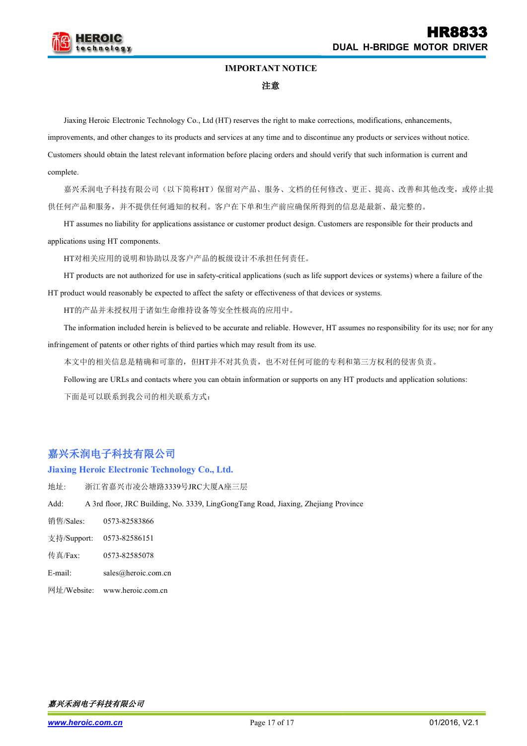# IMPORTANT NOTICE

# 注意

Jiaxing Heroic Electronic Technology Co., Ltd (HT) reserves the right to make corrections, modifications, enhancements, improvements, and other changes to its products and services at any time and to discontinue any products or services without notice. Customers should obtain the latest relevant information before placing orders and should verify that such information is current and complete.

嘉兴禾润电子科技有限公司（以下简称HT）保留对产品、服务、文档的任何修改、更正、提高、改善和其他改变，或停止提供任何产品和服务，并不提供任何通知的权利。客户在下单和生产前应确保所得到的信息是最新、最完整的。

HT assumes no liability for applications assistance or customer product design. Customers are responsible for their products and applications using HT components.

HT对相关应用的说明和协助以及客户产品的板级设计不承担任何责任。

HT products are not authorized for use in safety-critical applications (such as life support devices or systems) where a failure of the HT product would reasonably be expected to affect the safety or effectiveness of that devices or systems.

HT的产品并未授权用于诸如生命维持设备等安全性极高的应用中。

The information included herein is believed to be accurate and reliable. However, HT assumes no responsibility for its use; nor for any infringement of patents or other rights of third parties which may result from its use.

本文中的相关信息是精确和可靠的，但HT并不对其负责，也不对任何可能的专利和第三方权利的侵害负责。

Following are URLs and contacts where you can obtain information or supports on any HT products and application solutions:

下面是可以联系到我公司的相关联系方式：

## 嘉兴禾润电子科技有限公司

### Jiaxing Heroic Electronic Technology Co., Ltd.

地址: 浙江省嘉兴市凌公塘路3339号JRC大厦A座三层

Add: A 3rd floor, JRC Building, No. 3339, LingGongTang Road, Jiaxing, Zhejiang Province

销售/Sales: 0573-82583866

支持/Support: 0573-82586151

传真/Fax: 0573-82585078

E-mail: sales@heroic.com.cn

网址/Website: www.heroic.com.cn